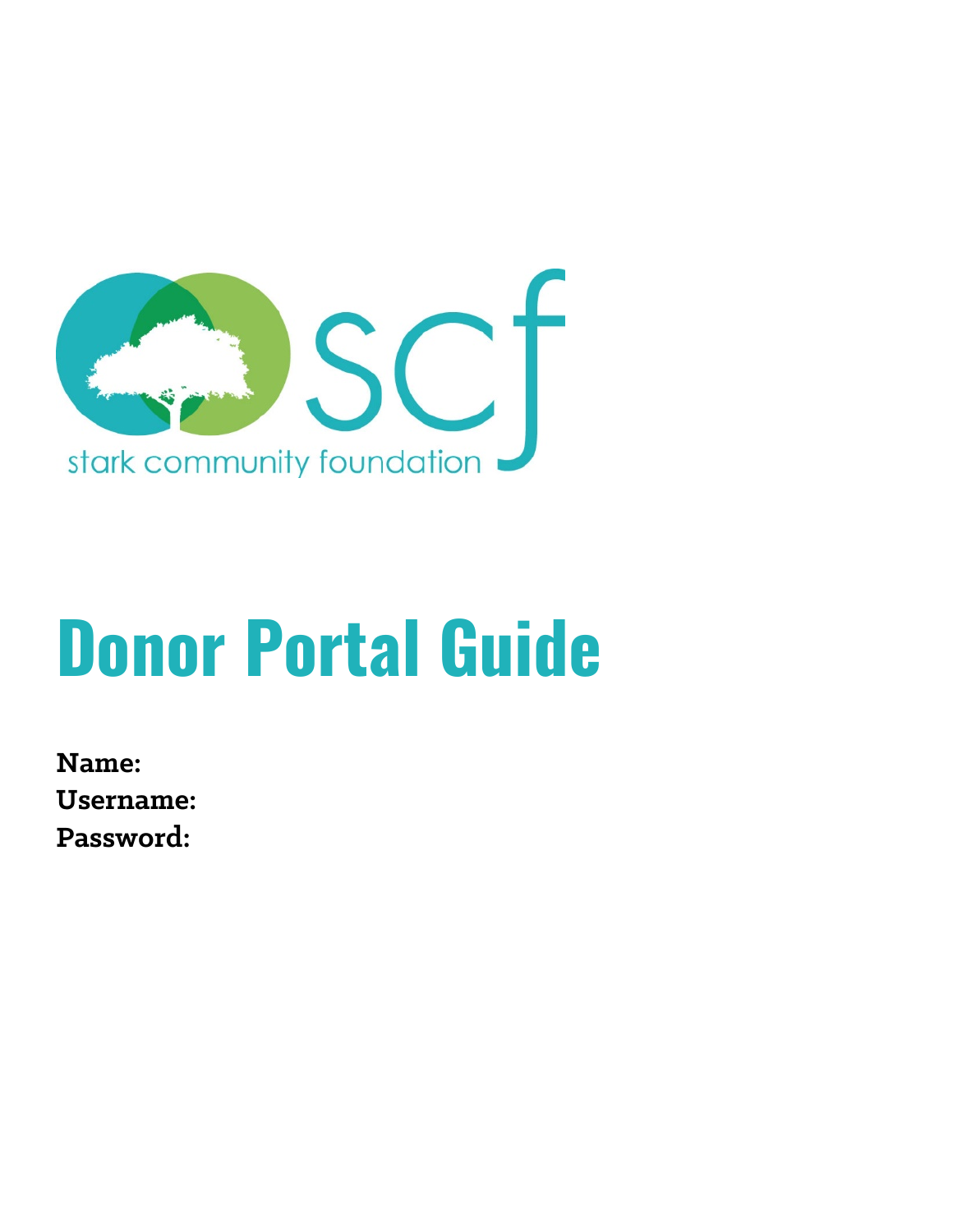stark community foundation

# Donor Portal Guide

**Name:**
**Username:**
**Password:**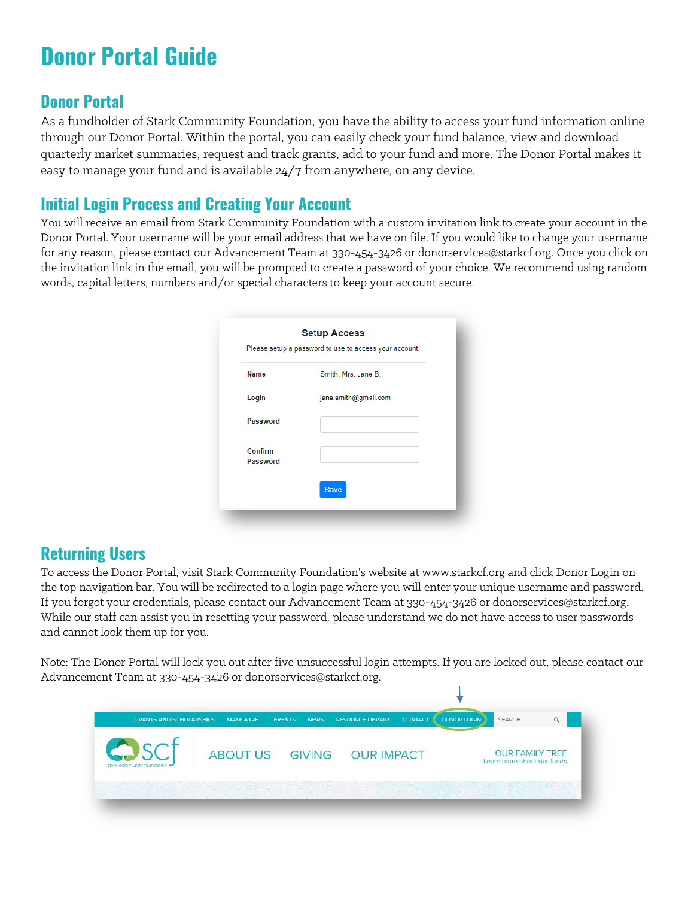# Donor Portal Guide

## Donor Portal

As a fundholder of Stark Community Foundation, you have the ability to access your fund information online through our Donor Portal. Within the portal, you can easily check your fund balance, view and download quarterly market summaries, request and track grants, add to your fund and more. The Donor Portal makes it easy to manage your fund and is available 24/7 from anywhere, on any device.

## Initial Login Process and Creating Your Account

You will receive an email from Stark Community Foundation with a custom invitation link to create your account in the Donor Portal. Your username will be your email address that we have on file. If you would like to change your username for any reason, please contact our Advancement Team at 330-454-3426 or donorservices@starkcf.org. Once you click on the invitation link in the email, you will be prompted to create a password of your choice. We recommend using random words, capital letters, numbers and/or special characters to keep your account secure.

**Setup Access**

Please setup a password to use to access your account.

| | |
|---|---|
| Name | Smith, Mrs. Jane B. |
| Login | jane.smith@gmail.com |
| Password | |
| Confirm Password | |

Save

## Returning Users

To access the Donor Portal, visit Stark Community Foundation's website at www.starkcf.org and click Donor Login on the top navigation bar. You will be redirected to a login page where you will enter your unique username and password. If you forgot your credentials, please contact our Advancement Team at 330-454-3426 or donorservices@starkcf.org. While our staff can assist you in resetting your password, please understand we do not have access to user passwords and cannot look them up for you.

Note: The Donor Portal will lock you out after five unsuccessful login attempts. If you are locked out, please contact our Advancement Team at 330-454-3426 or donorservices@starkcf.org.

GRANTS AND SCHOLARSHIPS | MAKE A GIFT | EVENTS | NEWS | RESOURCE LIBRARY | CONTACT | DONOR LOGIN | SEARCH

scf stark community foundation | ABOUT US | GIVING | OUR IMPACT | OUR FAMILY TREE Learn more about our funds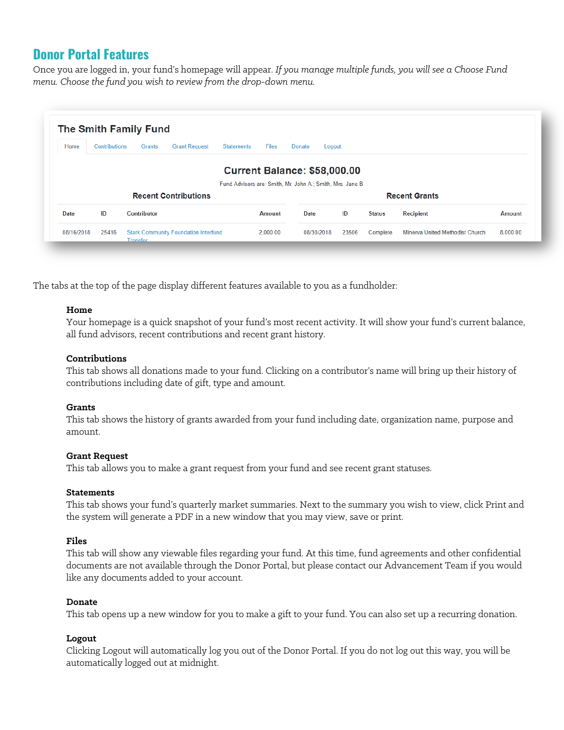## Donor Portal Features

Once you are logged in, your fund's homepage will appear. *If you manage multiple funds, you will see a Choose Fund menu. Choose the fund you wish to review from the drop-down menu.*

The tabs at the top of the page display different features available to you as a fundholder:

**Home**
Your homepage is a quick snapshot of your fund's most recent activity. It will show your fund's current balance, all fund advisors, recent contributions and recent grant history.

**Contributions**
This tab shows all donations made to your fund. Clicking on a contributor's name will bring up their history of contributions including date of gift, type and amount.

**Grants**
This tab shows the history of grants awarded from your fund including date, organization name, purpose and amount.

**Grant Request**
This tab allows you to make a grant request from your fund and see recent grant statuses.

**Statements**
This tab shows your fund's quarterly market summaries. Next to the summary you wish to view, click Print and the system will generate a PDF in a new window that you may view, save or print.

**Files**
This tab will show any viewable files regarding your fund. At this time, fund agreements and other confidential documents are not available through the Donor Portal, but please contact our Advancement Team if you would like any documents added to your account.

**Donate**
This tab opens up a new window for you to make a gift to your fund. You can also set up a recurring donation.

**Logout**
Clicking Logout will automatically log you out of the Donor Portal. If you do not log out this way, you will be automatically logged out at midnight.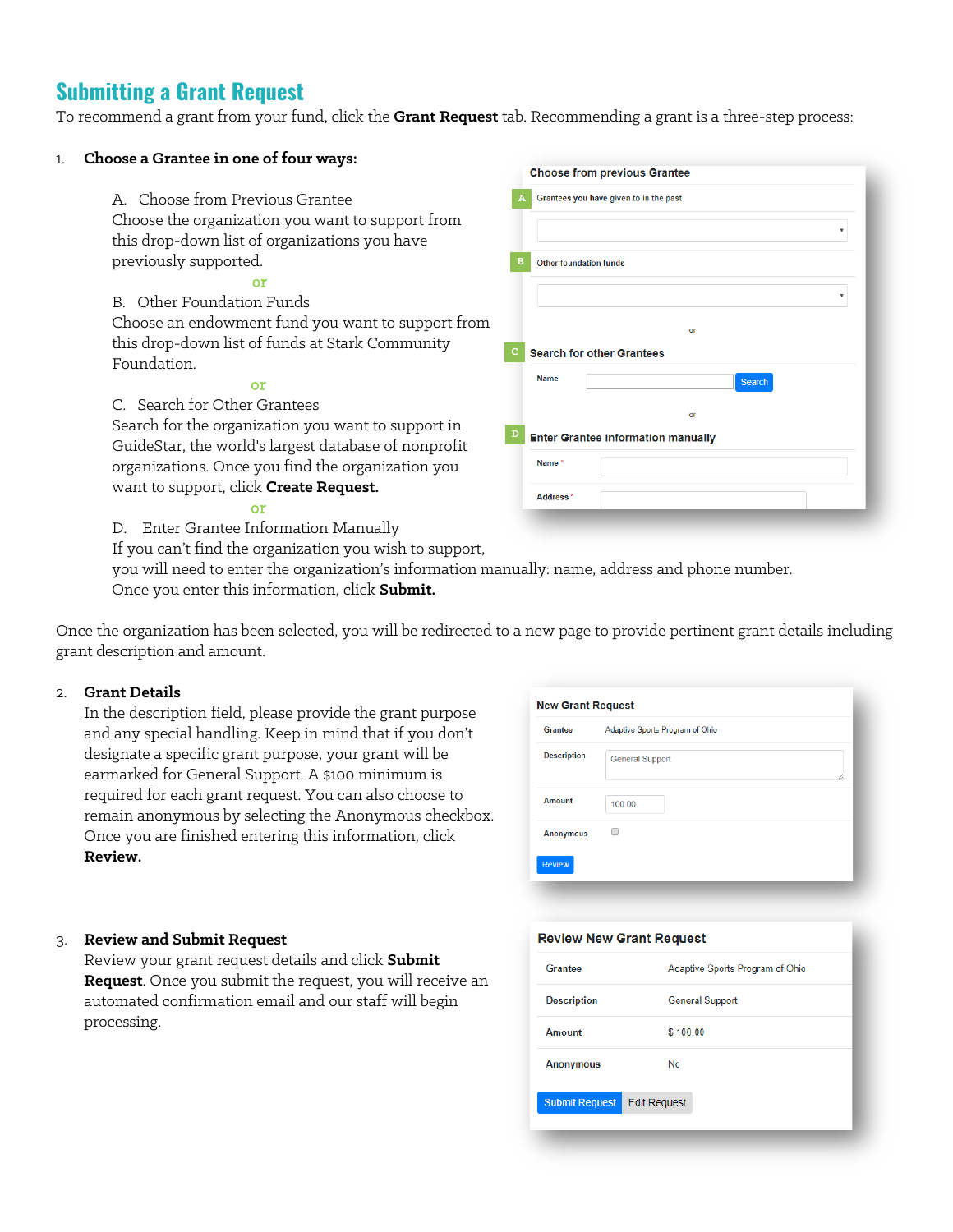## Submitting a Grant Request

To recommend a grant from your fund, click the **Grant Request** tab. Recommending a grant is a three-step process:

1. **Choose a Grantee in one of four ways:**

   A. Choose from Previous Grantee
   Choose the organization you want to support from this drop-down list of organizations you have previously supported.

   or

   B. Other Foundation Funds
   Choose an endowment fund you want to support from this drop-down list of funds at Stark Community Foundation.

   or

   C. Search for Other Grantees
   Search for the organization you want to support in GuideStar, the world's largest database of nonprofit organizations. Once you find the organization you want to support, click **Create Request.**

   or

   D. Enter Grantee Information Manually
   If you can't find the organization you wish to support, you will need to enter the organization's information manually: name, address and phone number. Once you enter this information, click **Submit.**

Choose from previous Grantee

A Grantees you have given to in the past

B Other foundation funds

or

C Search for other Grantees

Name [ ] Search

or

D Enter Grantee information manually

Name *

Address *

Once the organization has been selected, you will be redirected to a new page to provide pertinent grant details including grant description and amount.

2. **Grant Details**
   In the description field, please provide the grant purpose and any special handling. Keep in mind that if you don't designate a specific grant purpose, your grant will be earmarked for General Support. A $100 minimum is required for each grant request. You can also choose to remain anonymous by selecting the Anonymous checkbox. Once you are finished entering this information, click **Review.**

New Grant Request

| | |
|---|---|
| Grantee | Adaptive Sports Program of Ohio |
| Description | General Support |
| Amount | 100.00 |
| Anonymous | ☐ |

Review

3. **Review and Submit Request**
   Review your grant request details and click **Submit Request**. Once you submit the request, you will receive an automated confirmation email and our staff will begin processing.

Review New Grant Request

| | |
|---|---|
| Grantee | Adaptive Sports Program of Ohio |
| Description | General Support |
| Amount | $ 100.00 |
| Anonymous | No |

Submit Request | Edit Request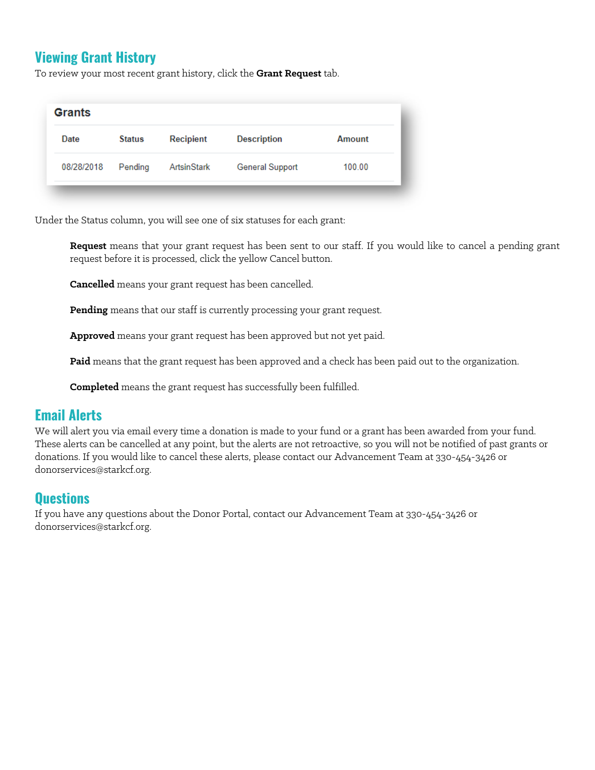## Viewing Grant History

To review your most recent grant history, click the **Grant Request** tab.

**Grants**

| Date | Status | Recipient | Description | Amount |
|---|---|---|---|---|
| 08/28/2018 | Pending | ArtsinStark | General Support | 100.00 |

Under the Status column, you will see one of six statuses for each grant:

> **Request** means that your grant request has been sent to our staff. If you would like to cancel a pending grant request before it is processed, click the yellow Cancel button.
>
> **Cancelled** means your grant request has been cancelled.
>
> **Pending** means that our staff is currently processing your grant request.
>
> **Approved** means your grant request has been approved but not yet paid.
>
> **Paid** means that the grant request has been approved and a check has been paid out to the organization.
>
> **Completed** means the grant request has successfully been fulfilled.

## Email Alerts

We will alert you via email every time a donation is made to your fund or a grant has been awarded from your fund. These alerts can be cancelled at any point, but the alerts are not retroactive, so you will not be notified of past grants or donations. If you would like to cancel these alerts, please contact our Advancement Team at 330-454-3426 or donorservices@starkcf.org.

## Questions

If you have any questions about the Donor Portal, contact our Advancement Team at 330-454-3426 or donorservices@starkcf.org.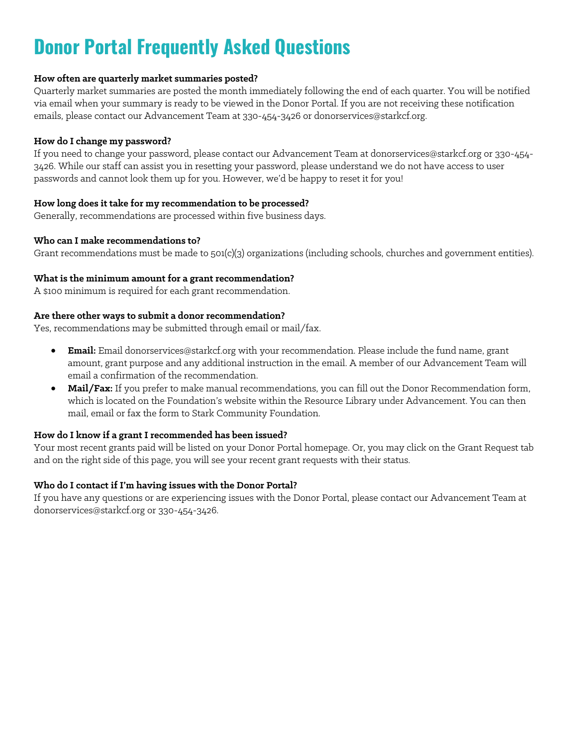# Donor Portal Frequently Asked Questions

**How often are quarterly market summaries posted?**
Quarterly market summaries are posted the month immediately following the end of each quarter. You will be notified via email when your summary is ready to be viewed in the Donor Portal. If you are not receiving these notification emails, please contact our Advancement Team at 330-454-3426 or donorservices@starkcf.org.

**How do I change my password?**
If you need to change your password, please contact our Advancement Team at donorservices@starkcf.org or 330-454-3426. While our staff can assist you in resetting your password, please understand we do not have access to user passwords and cannot look them up for you. However, we'd be happy to reset it for you!

**How long does it take for my recommendation to be processed?**
Generally, recommendations are processed within five business days.

**Who can I make recommendations to?**
Grant recommendations must be made to 501(c)(3) organizations (including schools, churches and government entities).

**What is the minimum amount for a grant recommendation?**
A $100 minimum is required for each grant recommendation.

**Are there other ways to submit a donor recommendation?**
Yes, recommendations may be submitted through email or mail/fax.

- **Email:** Email donorservices@starkcf.org with your recommendation. Please include the fund name, grant amount, grant purpose and any additional instruction in the email. A member of our Advancement Team will email a confirmation of the recommendation.
- **Mail/Fax:** If you prefer to make manual recommendations, you can fill out the Donor Recommendation form, which is located on the Foundation's website within the Resource Library under Advancement. You can then mail, email or fax the form to Stark Community Foundation.

**How do I know if a grant I recommended has been issued?**
Your most recent grants paid will be listed on your Donor Portal homepage. Or, you may click on the Grant Request tab and on the right side of this page, you will see your recent grant requests with their status.

**Who do I contact if I'm having issues with the Donor Portal?**
If you have any questions or are experiencing issues with the Donor Portal, please contact our Advancement Team at donorservices@starkcf.org or 330-454-3426.